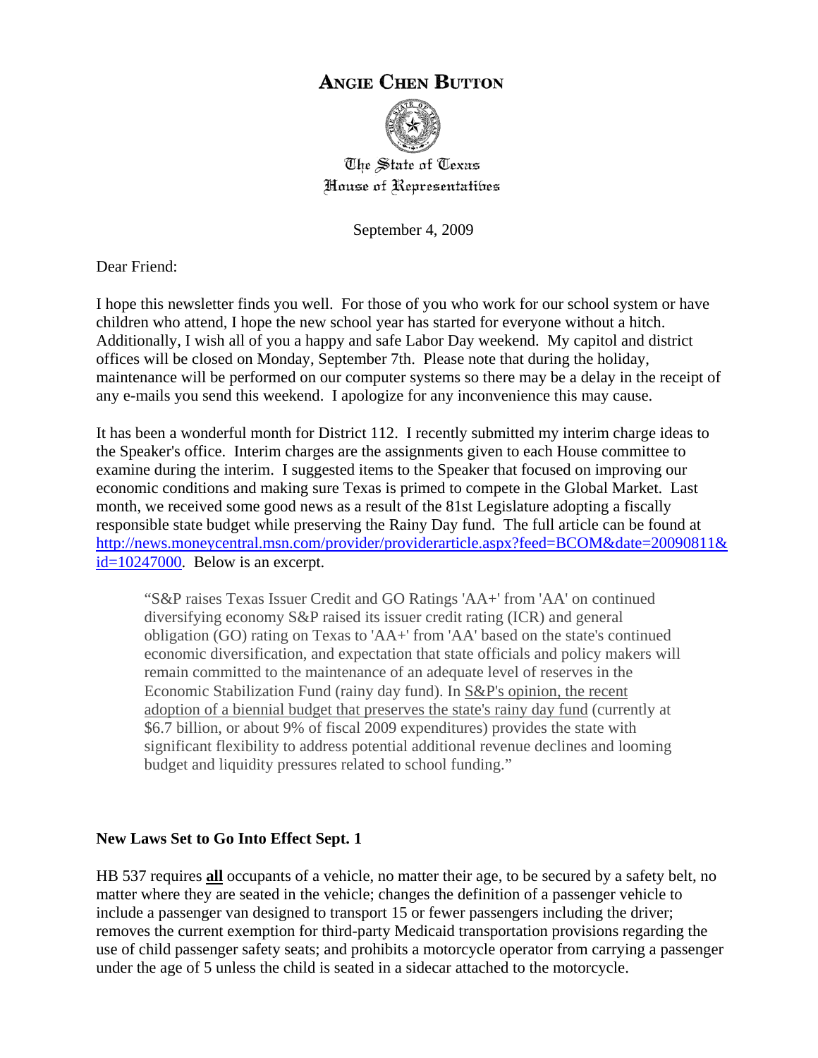# ANGIE CHEN BUTTON

The State of Texas
House of Representatives

September 4, 2009

Dear Friend:

I hope this newsletter finds you well. For those of you who work for our school system or have children who attend, I hope the new school year has started for everyone without a hitch. Additionally, I wish all of you a happy and safe Labor Day weekend. My capitol and district offices will be closed on Monday, September 7th. Please note that during the holiday, maintenance will be performed on our computer systems so there may be a delay in the receipt of any e-mails you send this weekend. I apologize for any inconvenience this may cause.

It has been a wonderful month for District 112. I recently submitted my interim charge ideas to the Speaker's office. Interim charges are the assignments given to each House committee to examine during the interim. I suggested items to the Speaker that focused on improving our economic conditions and making sure Texas is primed to compete in the Global Market. Last month, we received some good news as a result of the 81st Legislature adopting a fiscally responsible state budget while preserving the Rainy Day fund. The full article can be found at http://news.moneycentral.msn.com/provider/providerarticle.aspx?feed=BCOM&date=20090811&id=10247000. Below is an excerpt.

> "S&P raises Texas Issuer Credit and GO Ratings 'AA+' from 'AA' on continued diversifying economy S&P raised its issuer credit rating (ICR) and general obligation (GO) rating on Texas to 'AA+' from 'AA' based on the state's continued economic diversification, and expectation that state officials and policy makers will remain committed to the maintenance of an adequate level of reserves in the Economic Stabilization Fund (rainy day fund). In <u>S&P's opinion, the recent adoption of a biennial budget that preserves the state's rainy day fund</u> (currently at $6.7 billion, or about 9% of fiscal 2009 expenditures) provides the state with significant flexibility to address potential additional revenue declines and looming budget and liquidity pressures related to school funding."

**New Laws Set to Go Into Effect Sept. 1**

HB 537 requires **<u>all</u>** occupants of a vehicle, no matter their age, to be secured by a safety belt, no matter where they are seated in the vehicle; changes the definition of a passenger vehicle to include a passenger van designed to transport 15 or fewer passengers including the driver; removes the current exemption for third-party Medicaid transportation provisions regarding the use of child passenger safety seats; and prohibits a motorcycle operator from carrying a passenger under the age of 5 unless the child is seated in a sidecar attached to the motorcycle.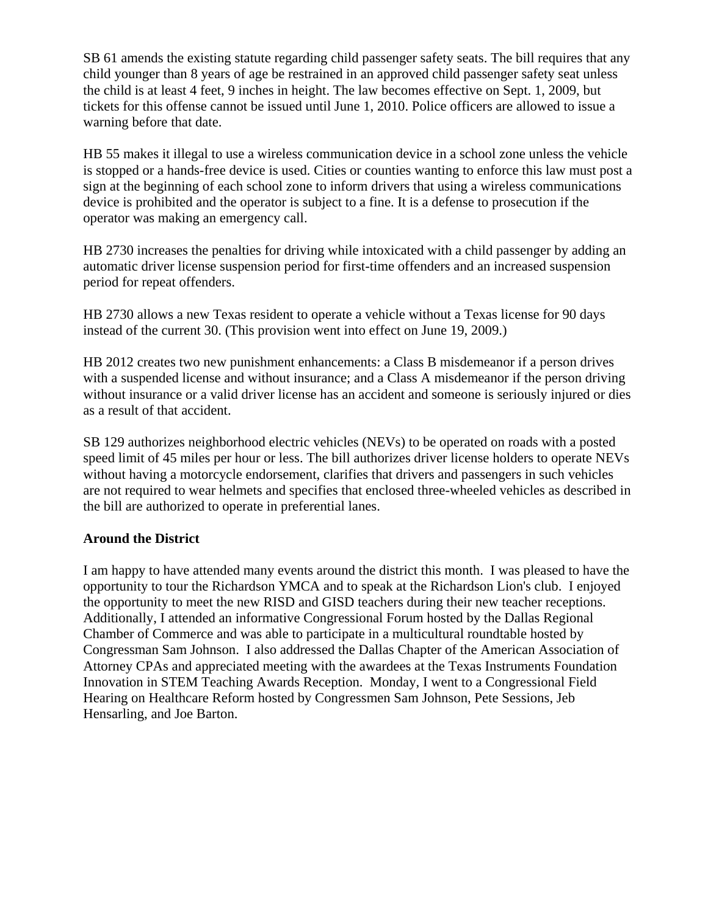SB 61 amends the existing statute regarding child passenger safety seats. The bill requires that any child younger than 8 years of age be restrained in an approved child passenger safety seat unless the child is at least 4 feet, 9 inches in height. The law becomes effective on Sept. 1, 2009, but tickets for this offense cannot be issued until June 1, 2010. Police officers are allowed to issue a warning before that date.

HB 55 makes it illegal to use a wireless communication device in a school zone unless the vehicle is stopped or a hands-free device is used. Cities or counties wanting to enforce this law must post a sign at the beginning of each school zone to inform drivers that using a wireless communications device is prohibited and the operator is subject to a fine. It is a defense to prosecution if the operator was making an emergency call.

HB 2730 increases the penalties for driving while intoxicated with a child passenger by adding an automatic driver license suspension period for first-time offenders and an increased suspension period for repeat offenders.

HB 2730 allows a new Texas resident to operate a vehicle without a Texas license for 90 days instead of the current 30. (This provision went into effect on June 19, 2009.)

HB 2012 creates two new punishment enhancements: a Class B misdemeanor if a person drives with a suspended license and without insurance; and a Class A misdemeanor if the person driving without insurance or a valid driver license has an accident and someone is seriously injured or dies as a result of that accident.

SB 129 authorizes neighborhood electric vehicles (NEVs) to be operated on roads with a posted speed limit of 45 miles per hour or less. The bill authorizes driver license holders to operate NEVs without having a motorcycle endorsement, clarifies that drivers and passengers in such vehicles are not required to wear helmets and specifies that enclosed three-wheeled vehicles as described in the bill are authorized to operate in preferential lanes.

**Around the District**

I am happy to have attended many events around the district this month. I was pleased to have the opportunity to tour the Richardson YMCA and to speak at the Richardson Lion's club. I enjoyed the opportunity to meet the new RISD and GISD teachers during their new teacher receptions. Additionally, I attended an informative Congressional Forum hosted by the Dallas Regional Chamber of Commerce and was able to participate in a multicultural roundtable hosted by Congressman Sam Johnson. I also addressed the Dallas Chapter of the American Association of Attorney CPAs and appreciated meeting with the awardees at the Texas Instruments Foundation Innovation in STEM Teaching Awards Reception. Monday, I went to a Congressional Field Hearing on Healthcare Reform hosted by Congressmen Sam Johnson, Pete Sessions, Jeb Hensarling, and Joe Barton.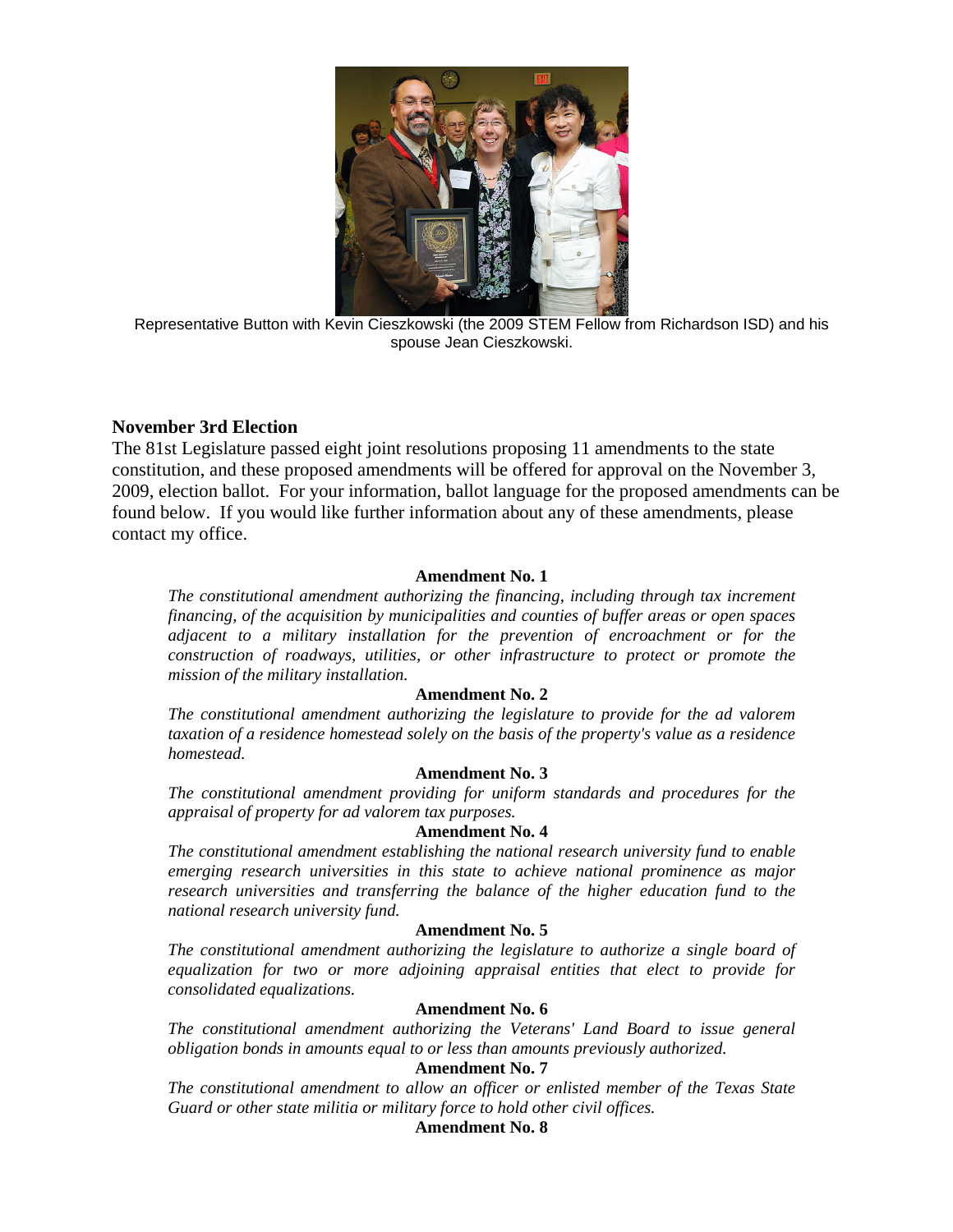Representative Button with Kevin Cieszkowski (the 2009 STEM Fellow from Richardson ISD) and his spouse Jean Cieszkowski.

## November 3rd Election

The 81st Legislature passed eight joint resolutions proposing 11 amendments to the state constitution, and these proposed amendments will be offered for approval on the November 3, 2009, election ballot. For your information, ballot language for the proposed amendments can be found below. If you would like further information about any of these amendments, please contact my office.

**Amendment No. 1**

*The constitutional amendment authorizing the financing, including through tax increment financing, of the acquisition by municipalities and counties of buffer areas or open spaces adjacent to a military installation for the prevention of encroachment or for the construction of roadways, utilities, or other infrastructure to protect or promote the mission of the military installation.*

**Amendment No. 2**

*The constitutional amendment authorizing the legislature to provide for the ad valorem taxation of a residence homestead solely on the basis of the property's value as a residence homestead.*

**Amendment No. 3**

*The constitutional amendment providing for uniform standards and procedures for the appraisal of property for ad valorem tax purposes.*

**Amendment No. 4**

*The constitutional amendment establishing the national research university fund to enable emerging research universities in this state to achieve national prominence as major research universities and transferring the balance of the higher education fund to the national research university fund.*

**Amendment No. 5**

*The constitutional amendment authorizing the legislature to authorize a single board of equalization for two or more adjoining appraisal entities that elect to provide for consolidated equalizations.*

**Amendment No. 6**

*The constitutional amendment authorizing the Veterans' Land Board to issue general obligation bonds in amounts equal to or less than amounts previously authorized.*

**Amendment No. 7**

*The constitutional amendment to allow an officer or enlisted member of the Texas State Guard or other state militia or military force to hold other civil offices.*

**Amendment No. 8**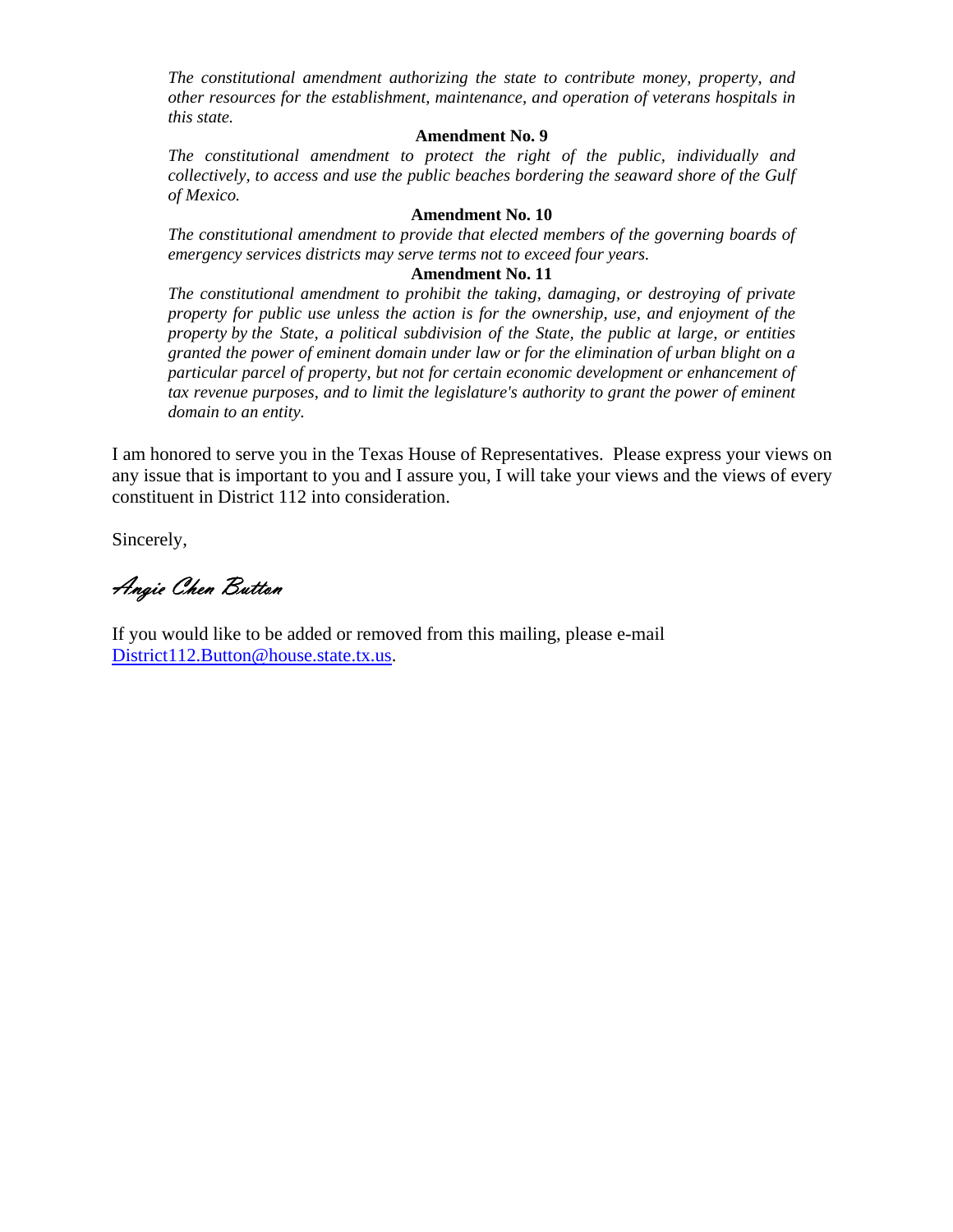*The constitutional amendment authorizing the state to contribute money, property, and other resources for the establishment, maintenance, and operation of veterans hospitals in this state.*

**Amendment No. 9**

*The constitutional amendment to protect the right of the public, individually and collectively, to access and use the public beaches bordering the seaward shore of the Gulf of Mexico.*

**Amendment No. 10**

*The constitutional amendment to provide that elected members of the governing boards of emergency services districts may serve terms not to exceed four years.*

**Amendment No. 11**

*The constitutional amendment to prohibit the taking, damaging, or destroying of private property for public use unless the action is for the ownership, use, and enjoyment of the property by the State, a political subdivision of the State, the public at large, or entities granted the power of eminent domain under law or for the elimination of urban blight on a particular parcel of property, but not for certain economic development or enhancement of tax revenue purposes, and to limit the legislature's authority to grant the power of eminent domain to an entity.*

I am honored to serve you in the Texas House of Representatives. Please express your views on any issue that is important to you and I assure you, I will take your views and the views of every constituent in District 112 into consideration.

Sincerely,

*Angie Chen Button*

If you would like to be added or removed from this mailing, please e-mail District112.Button@house.state.tx.us.